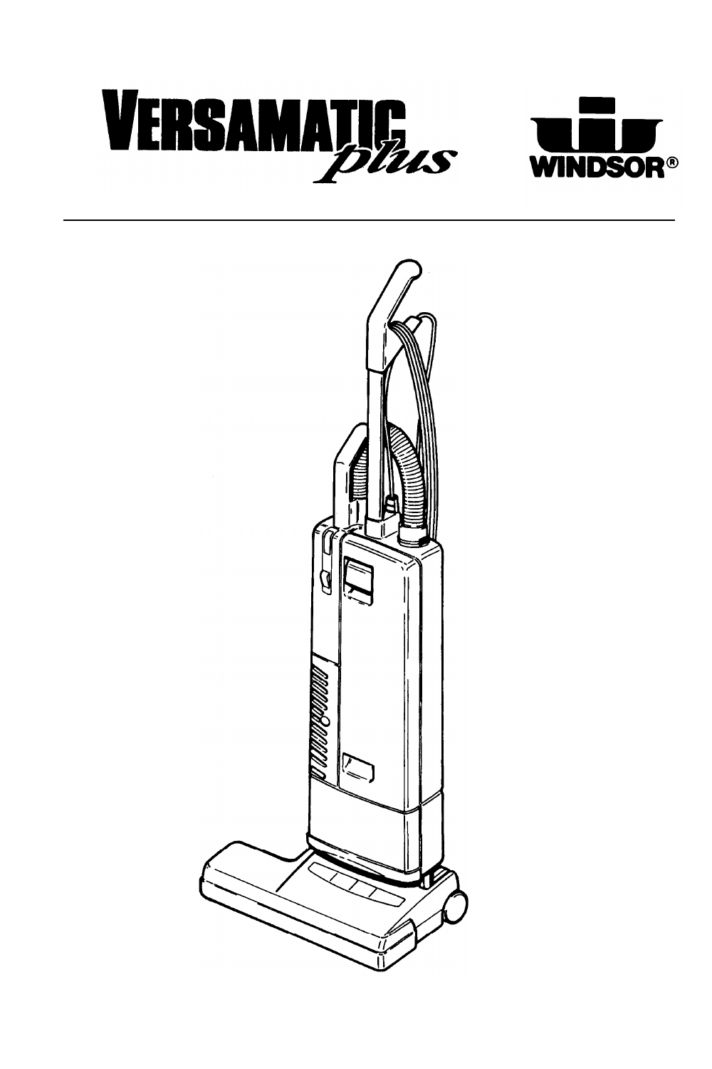# VERSAMATIC *plus*

WINDSOR®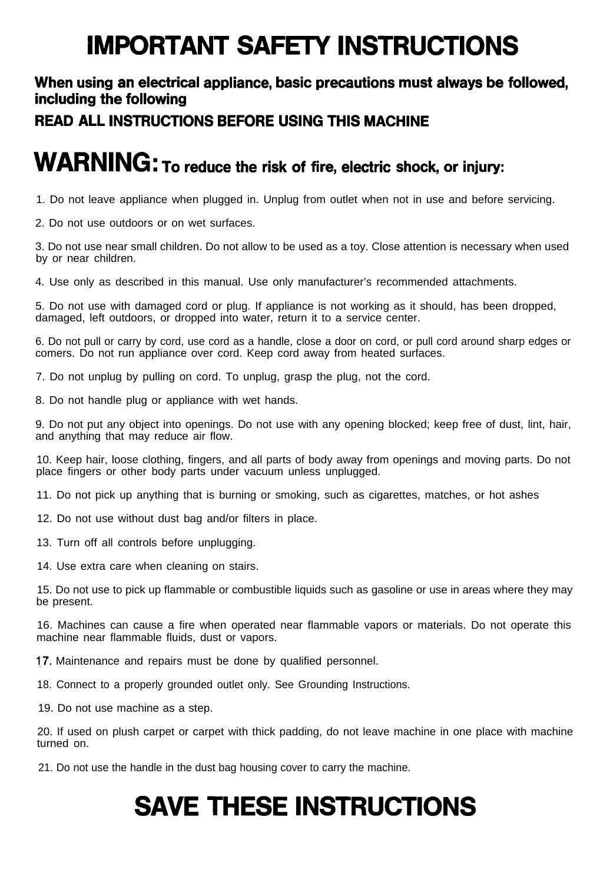# IMPORTANT SAFETY INSTRUCTIONS

**When using an electrical appliance, basic precautions must always be followed, including the following**

**READ ALL INSTRUCTIONS BEFORE USING THIS MACHINE**

## WARNING: To reduce the risk of fire, electric shock, or injury:

1. Do not leave appliance when plugged in. Unplug from outlet when not in use and before servicing.

2. Do not use outdoors or on wet surfaces.

3. Do not use near small children. Do not allow to be used as a toy. Close attention is necessary when used by or near children.

4. Use only as described in this manual. Use only manufacturer's recommended attachments.

5. Do not use with damaged cord or plug. If appliance is not working as it should, has been dropped, damaged, left outdoors, or dropped into water, return it to a service center.

6. Do not pull or carry by cord, use cord as a handle, close a door on cord, or pull cord around sharp edges or comers. Do not run appliance over cord. Keep cord away from heated surfaces.

7. Do not unplug by pulling on cord. To unplug, grasp the plug, not the cord.

8. Do not handle plug or appliance with wet hands.

9. Do not put any object into openings. Do not use with any opening blocked; keep free of dust, lint, hair, and anything that may reduce air flow.

10. Keep hair, loose clothing, fingers, and all parts of body away from openings and moving parts. Do not place fingers or other body parts under vacuum unless unplugged.

11. Do not pick up anything that is burning or smoking, such as cigarettes, matches, or hot ashes

12. Do not use without dust bag and/or filters in place.

13. Turn off all controls before unplugging.

14. Use extra care when cleaning on stairs.

15. Do not use to pick up flammable or combustible liquids such as gasoline or use in areas where they may be present.

16. Machines can cause a fire when operated near flammable vapors or materials. Do not operate this machine near flammable fluids, dust or vapors.

17. Maintenance and repairs must be done by qualified personnel.

18. Connect to a properly grounded outlet only. See Grounding Instructions.

19. Do not use machine as a step.

20. If used on plush carpet or carpet with thick padding, do not leave machine in one place with machine turned on.

21. Do not use the handle in the dust bag housing cover to carry the machine.

# SAVE THESE INSTRUCTIONS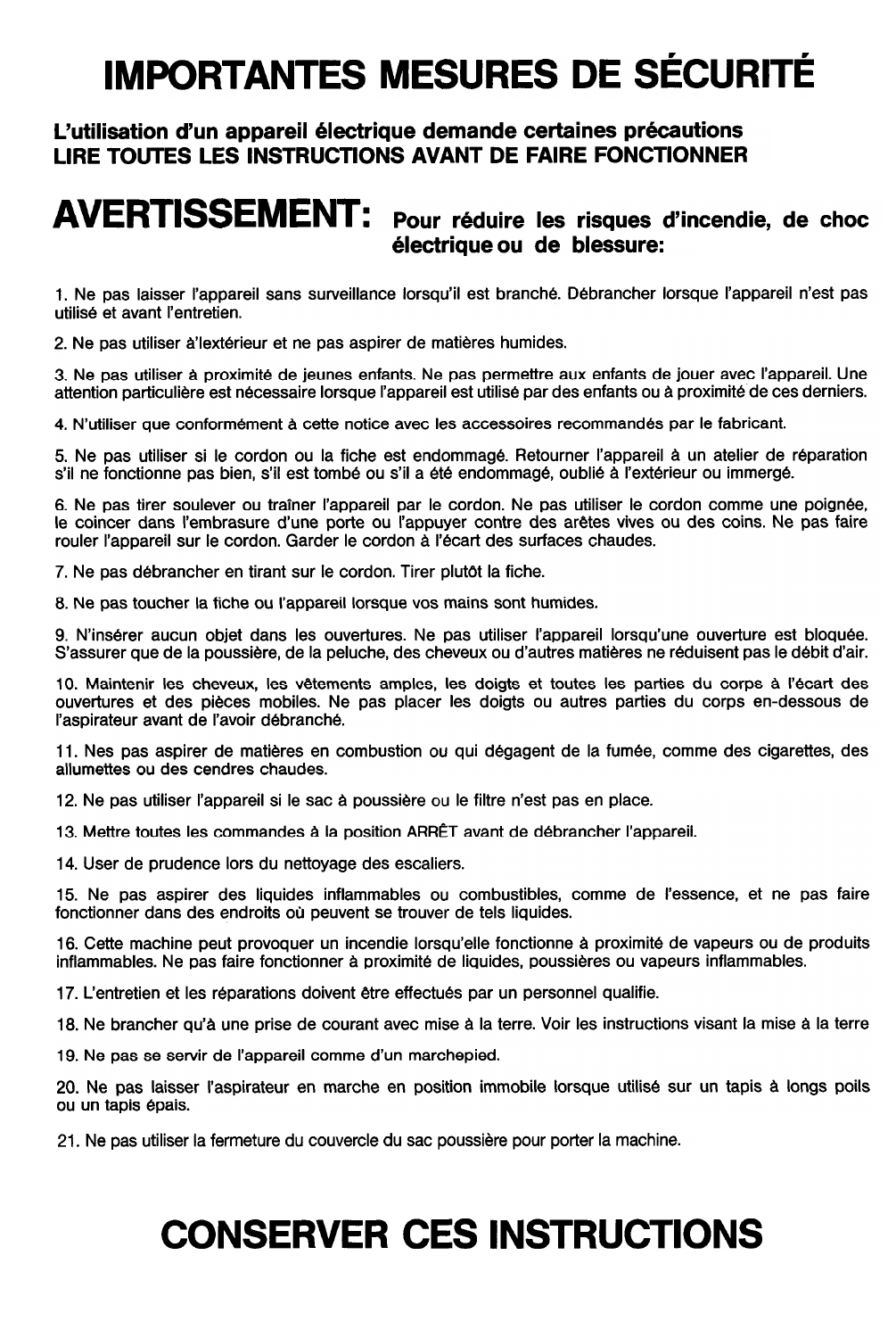# IMPORTANTES MESURES DE SÉCURITÉ

**L'utilisation d'un appareil électrique demande certaines précautions**
**LIRE TOUTES LES INSTRUCTIONS AVANT DE FAIRE FONCTIONNER**

## AVERTISSEMENT: Pour réduire les risques d'incendie, de choc électrique ou de blessure:

1. Ne pas laisser l'appareil sans surveillance lorsqu'il est branché. Débrancher lorsque l'appareil n'est pas utilisé et avant l'entretien.

2. Ne pas utiliser à'lextérieur et ne pas aspirer de matières humides.

3. Ne pas utiliser à proximité de jeunes enfants. Ne pas permettre aux enfants de jouer avec l'appareil. Une attention particulière est nécessaire lorsque l'appareil est utilisé par des enfants ou à proximité de ces derniers.

4. N'utiliser que conformément à cette notice avec les accessoires recommandés par le fabricant.

5. Ne pas utiliser si le cordon ou la fiche est endommagé. Retourner l'appareil à un atelier de réparation s'il ne fonctionne pas bien, s'il est tombé ou s'il a été endommagé, oublié à l'extérieur ou immergé.

6. Ne pas tirer soulever ou traîner l'appareil par le cordon. Ne pas utiliser le cordon comme une poignée, le coincer dans l'embrasure d'une porte ou l'appuyer contre des arêtes vives ou des coins. Ne pas faire rouler l'appareil sur le cordon. Garder le cordon à l'écart des surfaces chaudes.

7. Ne pas débrancher en tirant sur le cordon. Tirer plutôt la fiche.

8. Ne pas toucher la fiche ou l'appareil lorsque vos mains sont humides.

9. N'insérer aucun objet dans les ouvertures. Ne pas utiliser l'appareil lorsqu'une ouverture est bloquée. S'assurer que de la poussière, de la peluche, des cheveux ou d'autres matières ne réduisent pas le débit d'air.

10. Maintenir les cheveux, les vêtements amples, les doigts et toutes les parties du corps à l'écart des ouvertures et des pièces mobiles. Ne pas placer les doigts ou autres parties du corps en-dessous de l'aspirateur avant de l'avoir débranché.

11. Nes pas aspirer de matières en combustion ou qui dégagent de la fumée, comme des cigarettes, des allumettes ou des cendres chaudes.

12. Ne pas utiliser l'appareil si le sac à poussière ou le filtre n'est pas en place.

13. Mettre toutes les commandes à la position ARRÊT avant de débrancher l'appareil.

14. User de prudence lors du nettoyage des escaliers.

15. Ne pas aspirer des liquides inflammables ou combustibles, comme de l'essence, et ne pas faire fonctionner dans des endroits où peuvent se trouver de tels liquides.

16. Cette machine peut provoquer un incendie lorsqu'elle fonctionne à proximité de vapeurs ou de produits inflammables. Ne pas faire fonctionner à proximité de liquides, poussières ou vapeurs inflammables.

17. L'entretien et les réparations doivent être effectués par un personnel qualifie.

18. Ne brancher qu'à une prise de courant avec mise à la terre. Voir les instructions visant la mise à la terre

19. Ne pas se servir de l'appareil comme d'un marchepied.

20. Ne pas laisser l'aspirateur en marche en position immobile lorsque utilisé sur un tapis à longs poils ou un tapis épais.

21. Ne pas utiliser la fermeture du couvercle du sac poussière pour porter la machine.

# CONSERVER CES INSTRUCTIONS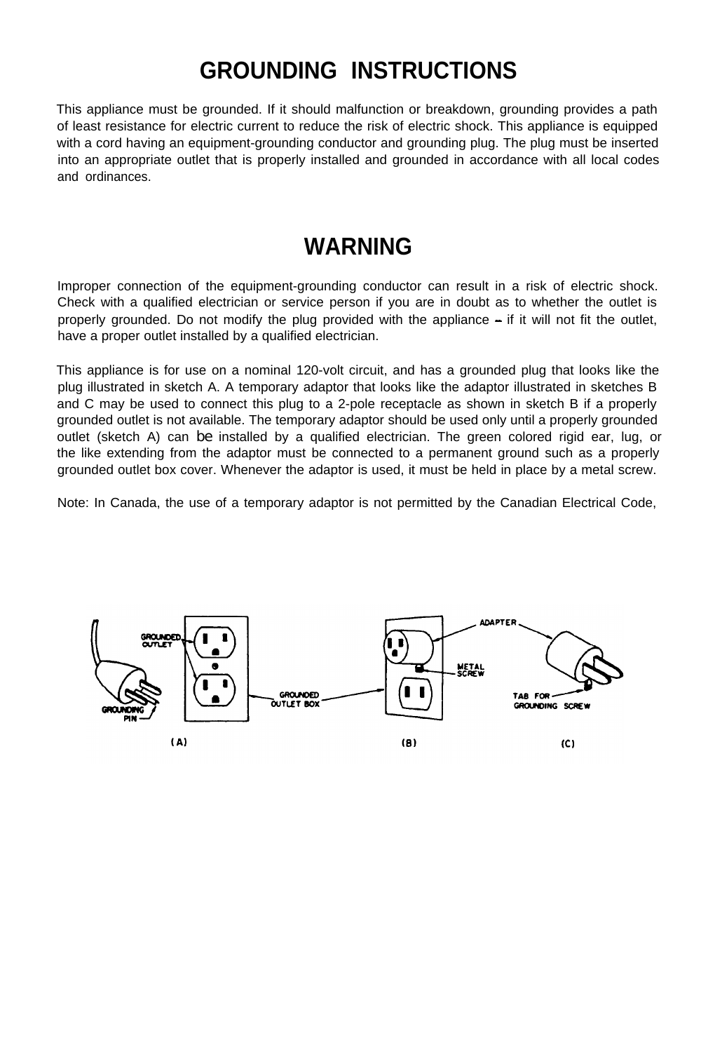# GROUNDING INSTRUCTIONS

This appliance must be grounded. If it should malfunction or breakdown, grounding provides a path of least resistance for electric current to reduce the risk of electric shock. This appliance is equipped with a cord having an equipment-grounding conductor and grounding plug. The plug must be inserted into an appropriate outlet that is properly installed and grounded in accordance with all local codes and ordinances.

# WARNING

Improper connection of the equipment-grounding conductor can result in a risk of electric shock. Check with a qualified electrician or service person if you are in doubt as to whether the outlet is properly grounded. Do not modify the plug provided with the appliance -- if it will not fit the outlet, have a proper outlet installed by a qualified electrician.

This appliance is for use on a nominal 120-volt circuit, and has a grounded plug that looks like the plug illustrated in sketch A. A temporary adaptor that looks like the adaptor illustrated in sketches B and C may be used to connect this plug to a 2-pole receptacle as shown in sketch B if a properly grounded outlet is not available. The temporary adaptor should be used only until a properly grounded outlet (sketch A) can be installed by a qualified electrician. The green colored rigid ear, lug, or the like extending from the adaptor must be connected to a permanent ground such as a properly grounded outlet box cover. Whenever the adaptor is used, it must be held in place by a metal screw.

Note: In Canada, the use of a temporary adaptor is not permitted by the Canadian Electrical Code,

GROUNDED OUTLET  
GROUNDING PIN  
GROUNDED OUTLET BOX  
ADAPTER  
METAL SCREW  
TAB FOR GROUNDING SCREW  

(A) (B) (C)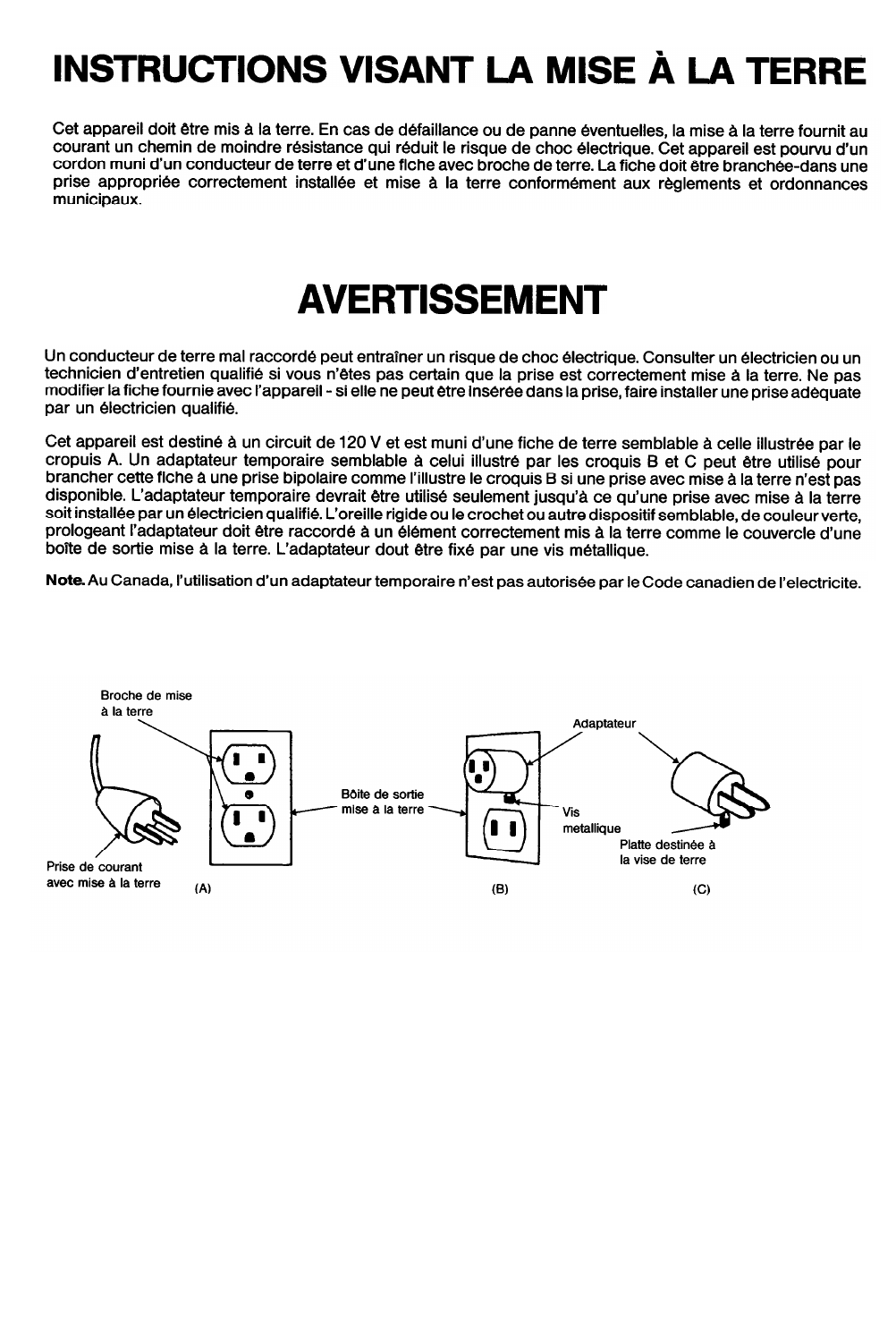# INSTRUCTIONS VISANT LA MISE À LA TERRE

Cet appareil doit être mis à la terre. En cas de défaillance ou de panne éventuelles, la mise à la terre fournit au courant un chemin de moindre résistance qui réduit le risque de choc électrique. Cet appareil est pourvu d'un cordon muni d'un conducteur de terre et d'une fiche avec broche de terre. La fiche doit être branchée-dans une prise appropriée correctement installée et mise à la terre conformément aux règlements et ordonnances municipaux.

# AVERTISSEMENT

Un conducteur de terre mal raccordé peut entraîner un risque de choc électrique. Consulter un électricien ou un technicien d'entretien qualifié si vous n'êtes pas certain que la prise est correctement mise à la terre. Ne pas modifier la fiche fournie avec l'appareil - si elle ne peut être insérée dans la prise, faire installer une prise adéquate par un électricien qualifié.

Cet appareil est destiné à un circuit de 120 V et est muni d'une fiche de terre semblable à celle illustrée par le cropuis A. Un adaptateur temporaire semblable à celui illustré par les croquis B et C peut être utilisé pour brancher cette fiche à une prise bipolaire comme l'illustre le croquis B si une prise avec mise à la terre n'est pas disponible. L'adaptateur temporaire devrait être utilisé seulement jusqu'à ce qu'une prise avec mise à la terre soit installée par un électricien qualifié. L'oreille rigide ou le crochet ou autre dispositif semblable, de couleur verte, prologeant l'adaptateur doit être raccordé à un élément correctement mis à la terre comme le couvercle d'une boîte de sortie mise à la terre. L'adaptateur dout être fixé par une vis métallique.

**Note.** Au Canada, l'utilisation d'un adaptateur temporaire n'est pas autorisée par le Code canadien de l'electricite.

Broche de mise à la terre

Prise de courant avec mise à la terre

Bôite de sortie mise à la terre

Adaptateur

Vis metallique

Platte destinée à la vise de terre

(A) (B) (C)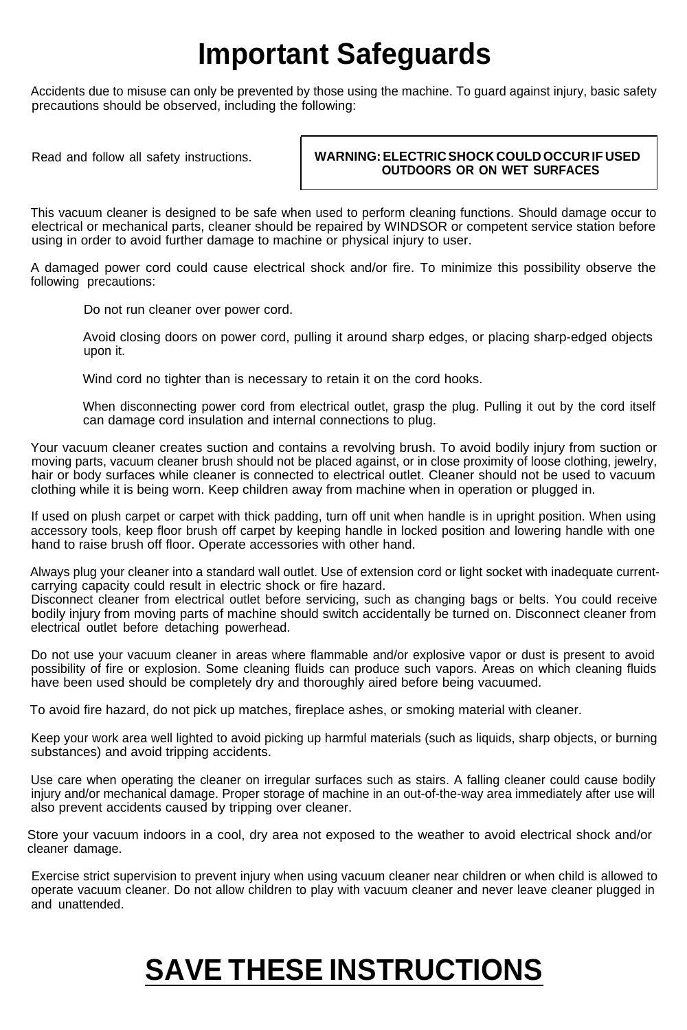# Important Safeguards

Accidents due to misuse can only be prevented by those using the machine. To guard against injury, basic safety precautions should be observed, including the following:

Read and follow all safety instructions.

**WARNING: ELECTRIC SHOCK COULD OCCUR IF USED OUTDOORS OR ON WET SURFACES**

This vacuum cleaner is designed to be safe when used to perform cleaning functions. Should damage occur to electrical or mechanical parts, cleaner should be repaired by WINDSOR or competent service station before using in order to avoid further damage to machine or physical injury to user.

A damaged power cord could cause electrical shock and/or fire. To minimize this possibility observe the following precautions:

Do not run cleaner over power cord.

Avoid closing doors on power cord, pulling it around sharp edges, or placing sharp-edged objects upon it.

Wind cord no tighter than is necessary to retain it on the cord hooks.

When disconnecting power cord from electrical outlet, grasp the plug. Pulling it out by the cord itself can damage cord insulation and internal connections to plug.

Your vacuum cleaner creates suction and contains a revolving brush. To avoid bodily injury from suction or moving parts, vacuum cleaner brush should not be placed against, or in close proximity of loose clothing, jewelry, hair or body surfaces while cleaner is connected to electrical outlet. Cleaner should not be used to vacuum clothing while it is being worn. Keep children away from machine when in operation or plugged in.

If used on plush carpet or carpet with thick padding, turn off unit when handle is in upright position. When using accessory tools, keep floor brush off carpet by keeping handle in locked position and lowering handle with one hand to raise brush off floor. Operate accessories with other hand.

Always plug your cleaner into a standard wall outlet. Use of extension cord or light socket with inadequate current-carrying capacity could result in electric shock or fire hazard.
Disconnect cleaner from electrical outlet before servicing, such as changing bags or belts. You could receive bodily injury from moving parts of machine should switch accidentally be turned on. Disconnect cleaner from electrical outlet before detaching powerhead.

Do not use your vacuum cleaner in areas where flammable and/or explosive vapor or dust is present to avoid possibility of fire or explosion. Some cleaning fluids can produce such vapors. Areas on which cleaning fluids have been used should be completely dry and thoroughly aired before being vacuumed.

To avoid fire hazard, do not pick up matches, fireplace ashes, or smoking material with cleaner.

Keep your work area well lighted to avoid picking up harmful materials (such as liquids, sharp objects, or burning substances) and avoid tripping accidents.

Use care when operating the cleaner on irregular surfaces such as stairs. A falling cleaner could cause bodily injury and/or mechanical damage. Proper storage of machine in an out-of-the-way area immediately after use will also prevent accidents caused by tripping over cleaner.

Store your vacuum indoors in a cool, dry area not exposed to the weather to avoid electrical shock and/or cleaner damage.

Exercise strict supervision to prevent injury when using vacuum cleaner near children or when child is allowed to operate vacuum cleaner. Do not allow children to play with vacuum cleaner and never leave cleaner plugged in and unattended.

# SAVE THESE INSTRUCTIONS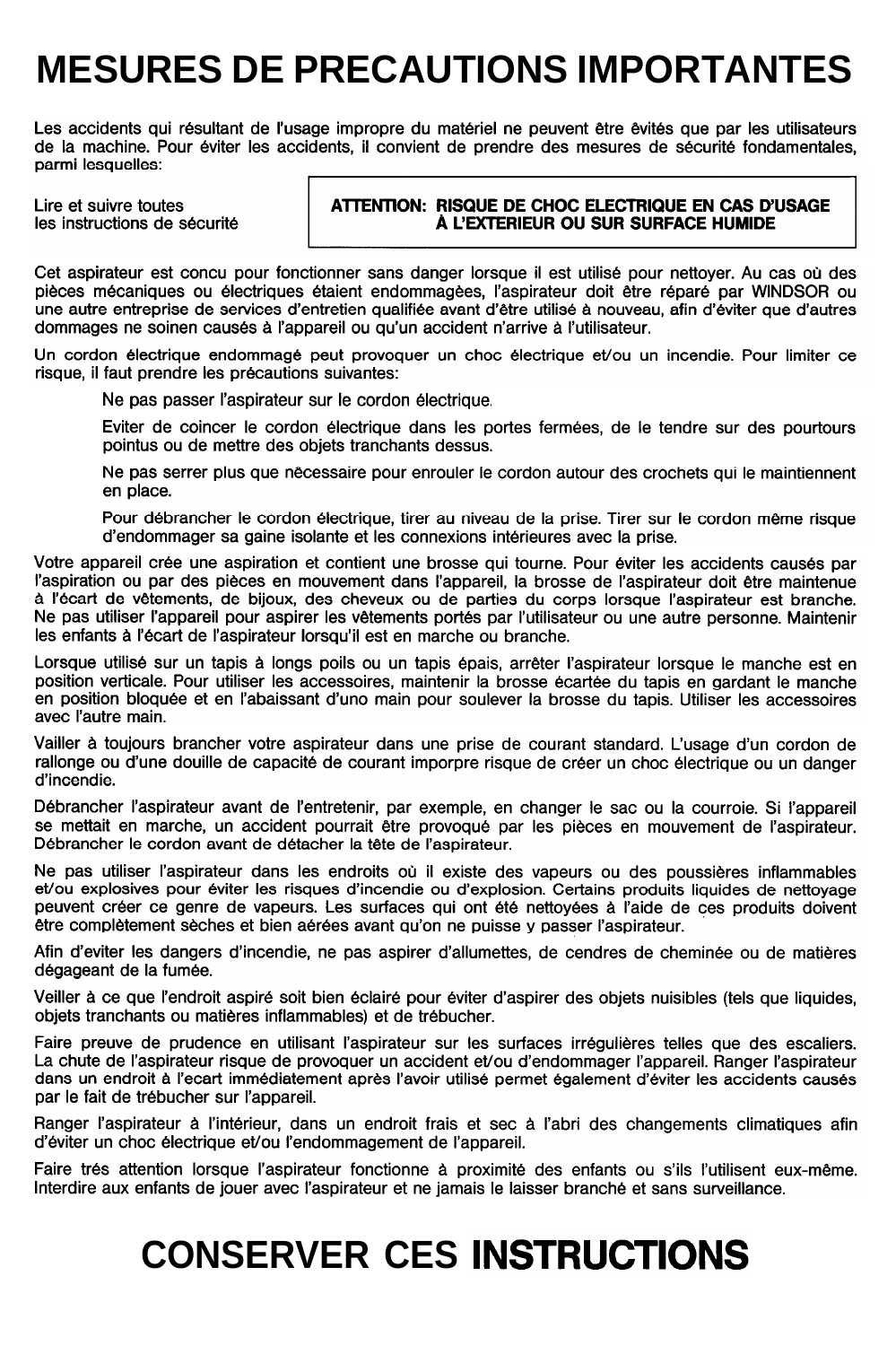# MESURES DE PRECAUTIONS IMPORTANTES

Les accidents qui résultant de l'usage impropre du matériel ne peuvent être évités que par les utilisateurs de la machine. Pour éviter les accidents, il convient de prendre des mesures de sécurité fondamentales, parmi lesquelles:

Lire et suivre toutes les instructions de sécurité

**ATTENTION: RISQUE DE CHOC ELECTRIQUE EN CAS D'USAGE À L'EXTERIEUR OU SUR SURFACE HUMIDE**

Cet aspirateur est concu pour fonctionner sans danger lorsque il est utilisé pour nettoyer. Au cas où des pièces mécaniques ou électriques étaient endommagées, l'aspirateur doit être réparé par WINDSOR ou une autre entreprise de services d'entretien qualifiée avant d'être utilisé à nouveau, afin d'éviter que d'autres dommages ne soinen causés à l'appareil ou qu'un accident n'arrive à l'utilisateur.

Un cordon électrique endommagé peut provoquer un choc électrique et/ou un incendie. Pour limiter ce risque, il faut prendre les précautions suivantes:

Ne pas passer l'aspirateur sur le cordon électrique.

Eviter de coincer le cordon électrique dans les portes fermées, de le tendre sur des pourtours pointus ou de mettre des objets tranchants dessus.

Ne pas serrer plus que nécessaire pour enrouler le cordon autour des crochets qui le maintiennent en place.

Pour débrancher le cordon électrique, tirer au niveau de la prise. Tirer sur le cordon même risque d'endommager sa gaine isolante et les connexions intérieures avec la prise.

Votre appareil crée une aspiration et contient une brosse qui tourne. Pour éviter les accidents causés par l'aspiration ou par des pièces en mouvement dans l'appareil, la brosse de l'aspirateur doit être maintenue à l'écart de vêtements, de bijoux, des cheveux ou de parties du corps lorsque l'aspirateur est branche. Ne pas utiliser l'appareil pour aspirer les vêtements portés par l'utilisateur ou une autre personne. Maintenir les enfants à l'écart de l'aspirateur lorsqu'il est en marche ou branche.

Lorsque utilisé sur un tapis à longs poils ou un tapis épais, arrêter l'aspirateur lorsque le manche est en position verticale. Pour utiliser les accessoires, maintenir la brosse écartée du tapis en gardant le manche en position bloquée et en l'abaissant d'uno main pour soulever la brosse du tapis. Utiliser les accessoires avec l'autre main.

Vailler à toujours brancher votre aspirateur dans une prise de courant standard. L'usage d'un cordon de rallonge ou d'une douille de capacité de courant imporpre risque de créer un choc électrique ou un danger d'incendie.

Débrancher l'aspirateur avant de l'entretenir, par exemple, en changer le sac ou la courroie. Si l'appareil se mettait en marche, un accident pourrait être provoqué par les pièces en mouvement de l'aspirateur. Débrancher le cordon avant de détacher la tête de l'aspirateur.

Ne pas utiliser l'aspirateur dans les endroits où il existe des vapeurs ou des poussières inflammables et/ou explosives pour éviter les risques d'incendie ou d'explosion. Certains produits liquides de nettoyage peuvent créer ce genre de vapeurs. Les surfaces qui ont été nettoyées à l'aide de ces produits doivent être complètement sèches et bien aérées avant qu'on ne puisse y passer l'aspirateur.

Afin d'eviter les dangers d'incendie, ne pas aspirer d'allumettes, de cendres de cheminée ou de matières dégageant de la fumée.

Veiller à ce que l'endroit aspiré soit bien éclairé pour éviter d'aspirer des objets nuisibles (tels que liquides, objets tranchants ou matières inflammables) et de trébucher.

Faire preuve de prudence en utilisant l'aspirateur sur les surfaces irrégulières telles que des escaliers. La chute de l'aspirateur risque de provoquer un accident et/ou d'endommager l'appareil. Ranger l'aspirateur dans un endroit à l'ecart immédiatement après l'avoir utilisé permet également d'éviter les accidents causés par le fait de trébucher sur l'appareil.

Ranger l'aspirateur à l'intérieur, dans un endroit frais et sec à l'abri des changements climatiques afin d'éviter un choc électrique et/ou l'endommagement de l'appareil.

Faire trés attention lorsque l'aspirateur fonctionne à proximité des enfants ou s'ils l'utilisent eux-même. Interdire aux enfants de jouer avec l'aspirateur et ne jamais le laisser branché et sans surveillance.

# CONSERVER CES **INSTRUCTIONS**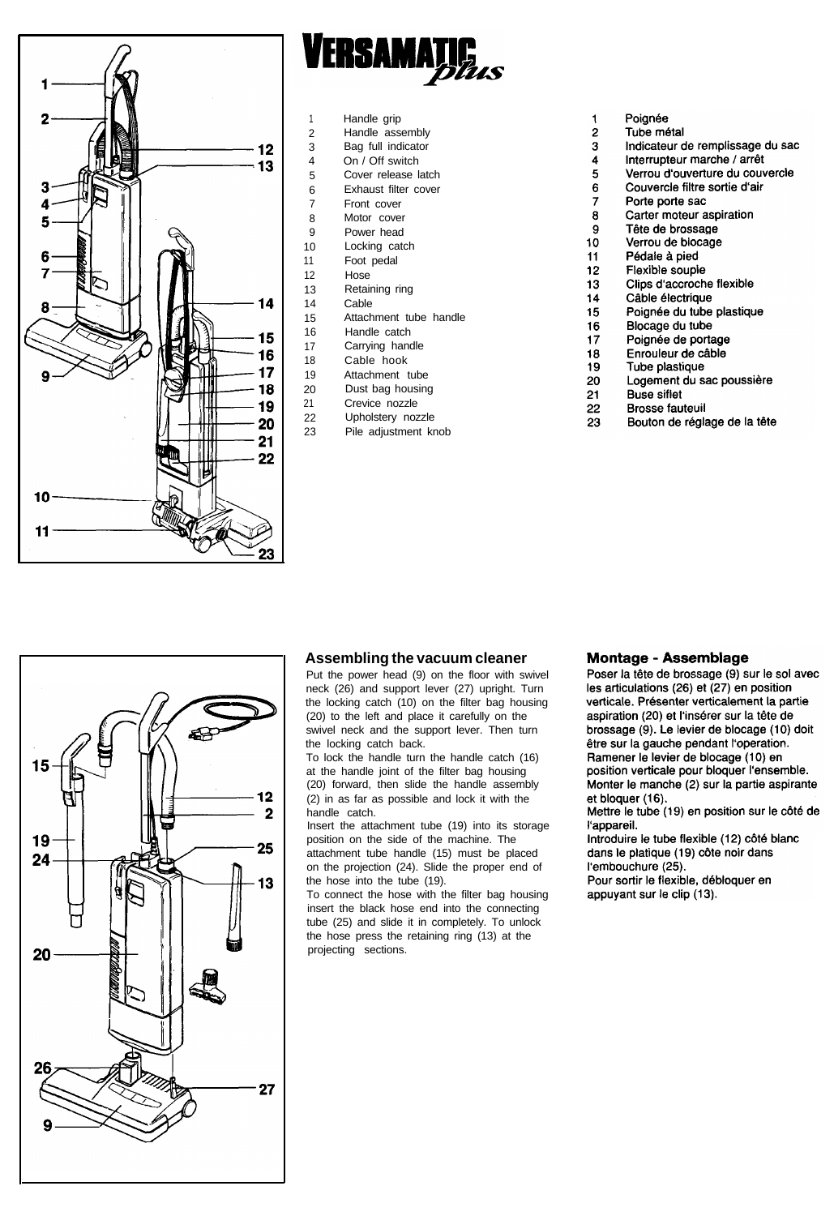# VERSAMATIC plus

1. Handle grip
2. Handle assembly
3. Bag full indicator
4. On / Off switch
5. Cover release latch
6. Exhaust filter cover
7. Front cover
8. Motor cover
9. Power head
10. Locking catch
11. Foot pedal
12. Hose
13. Retaining ring
14. Cable
15. Attachment tube handle
16. Handle catch
17. Carrying handle
18. Cable hook
19. Attachment tube
20. Dust bag housing
21. Crevice nozzle
22. Upholstery nozzle
23. Pile adjustment knob

1. Poignée
2. Tube métal
3. Indicateur de remplissage du sac
4. Interrupteur marche / arrêt
5. Verrou d'ouverture du couvercle
6. Couvercle filtre sortie d'air
7. Porte porte sac
8. Carter moteur aspiration
9. Tête de brossage
10. Verrou de blocage
11. Pédale à pied
12. Flexible souple
13. Clips d'accroche flexible
14. Câble électrique
15. Poignée du tube plastique
16. Blocage du tube
17. Poignée de portage
18. Enrouleur de câble
19. Tube plastique
20. Logement du sac poussière
21. Buse siflet
22. Brosse fauteuil
23. Bouton de réglage de la tête

## Assembling the vacuum cleaner

Put the power head (9) on the floor with swivel neck (26) and support lever (27) upright. Turn the locking catch (10) on the filter bag housing (20) to the left and place it carefully on the swivel neck and the support lever. Then turn the locking catch back.

To lock the handle turn the handle catch (16) at the handle joint of the filter bag housing (20) forward, then slide the handle assembly (2) in as far as possible and lock it with the handle catch.

Insert the attachment tube (19) into its storage position on the side of the machine. The attachment tube handle (15) must be placed on the projection (24). Slide the proper end of the hose into the tube (19).

To connect the hose with the filter bag housing insert the black hose end into the connecting tube (25) and slide it in completely. To unlock the hose press the retaining ring (13) at the projecting sections.

## Montage - Assemblage

Poser la tête de brossage (9) sur le sol avec les articulations (26) et (27) en position verticale. Présenter verticalement la partie aspiration (20) et l'insérer sur la tête de brossage (9). Le levier de blocage (10) doit être sur la gauche pendant l'operation. Ramener le levier de blocage (10) en position verticale pour bloquer l'ensemble. Monter le manche (2) sur la partie aspirante et bloquer (16).

Mettre le tube (19) en position sur le côté de l'appareil.

Introduire le tube flexible (12) côté blanc dans le platique (19) côte noir dans l'embouchure (25).

Pour sortir le flexible, débloquer en appuyant sur le clip (13).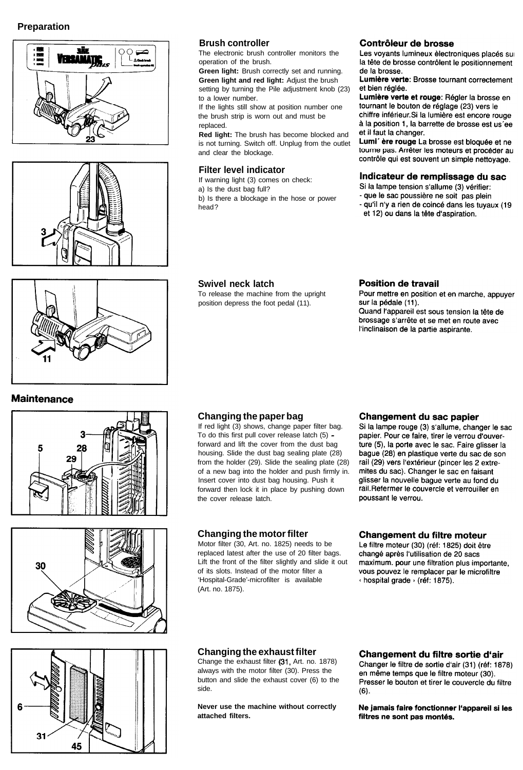## Preparation

### Brush controller

The electronic brush controller monitors the operation of the brush.

**Green light:** Brush correctly set and running.

**Green light and red light:** Adjust the brush setting by turning the Pile adjustment knob (23) to a lower number.

If the lights still show at position number one the brush strip is worn out and must be replaced.

**Red light:** The brush has become blocked and is not turning. Switch off. Unplug from the outlet and clear the blockage.

### Contrôleur de brosse

Les voyants lumineux èlectroniques placés sur la tête de brosse contrôlent le positionnement de la brosse.

**Lumière verte**: Brosse tournant correctement et bien réglée.

**Lumière verte et rouge**: Régler la brosse en tournant le bouton de réglage (23) vers le chiffre inférieur.Si la lumière est encore rouge à la position 1, la barrette de brosse est us´ee et il faut la changer.

**Lumi´ ère rouge** La brosse est bloquée et ne tourne pas. Arrêter les moteurs et procéder au contrôle qui est souvent un simple nettoyage.

### Filter level indicator

If warning light (3) comes on check:

a) Is the dust bag full?

b) Is there a blockage in the hose or power head?

### Indicateur de remplissage du sac

Si la lampe tension s'allume (3) vérifier:

- que le sac poussière ne soit pas plein
- qu'il n'y a rien de coincé dans les tuyaux (19 et 12) ou dans la tête d'aspiration.

### Swivel neck latch

To release the machine from the upright position depress the foot pedal (11).

### Position de travail

Pour mettre en position et en marche, appuyer sur la pédale (11).

Quand l'appareil est sous tension la tête de brossage s'arrête et se met en route avec l'inclinaison de la partie aspirante.

## Maintenance

### Changing the paper bag

If red light (3) shows, change paper filter bag. To do this first pull cover release latch (5) - forward and lift the cover from the dust bag housing. Slide the dust bag sealing plate (28) from the holder (29). Slide the sealing plate (28) of a new bag into the holder and push firmly in. Insert cover into dust bag housing. Push it forward then lock it in place by pushing down the cover release latch.

### Changement du sac papier

Si la lampe rouge (3) s'allume, changer le sac papier. Pour ce faire, tirer le verrou d'ouverture (5), la porte avec le sac. Faire glisser la bague (28) en plastique verte du sac de son rail (29) vers l'extérieur (pincer les 2 extremites du sac). Changer le sac en faisant glisser la nouvelle bague verte au fond du rail.Refermer le couvercle et verrouiller en poussant le verrou.

### Changing the motor filter

Motor filter (30, Art. no. 1825) needs to be replaced latest after the use of 20 filter bags. Lift the front of the filter slightly and slide it out of its slots. Instead of the motor filter a 'Hospital-Grade'-microfilter is available (Art. no. 1875).

### Changement du filtre moteur

Le filtre moteur (30) (réf: 1825) doit être changé après l'utilisation de 20 sacs maximum. pour une filtration plus importante, vous pouvez le remplacer par le microfiltre ‹ hospital grade › (réf: 1875).

### Changing the exhaust filter

Change the exhaust filter (31, Art. no. 1878) always with the motor filter (30). Press the button and slide the exhaust cover (6) to the side.

**Never use the machine without correctly attached filters.**

### Changement du filtre sortie d'air

Changer le filtre de sortie d'air (31) (réf: 1878) en même temps que le filtre moteur (30). Presser le bouton et tirer le couvercle du filtre (6).

**Ne jamais faire fonctionner l'appareil si les filtres ne sont pas montés.**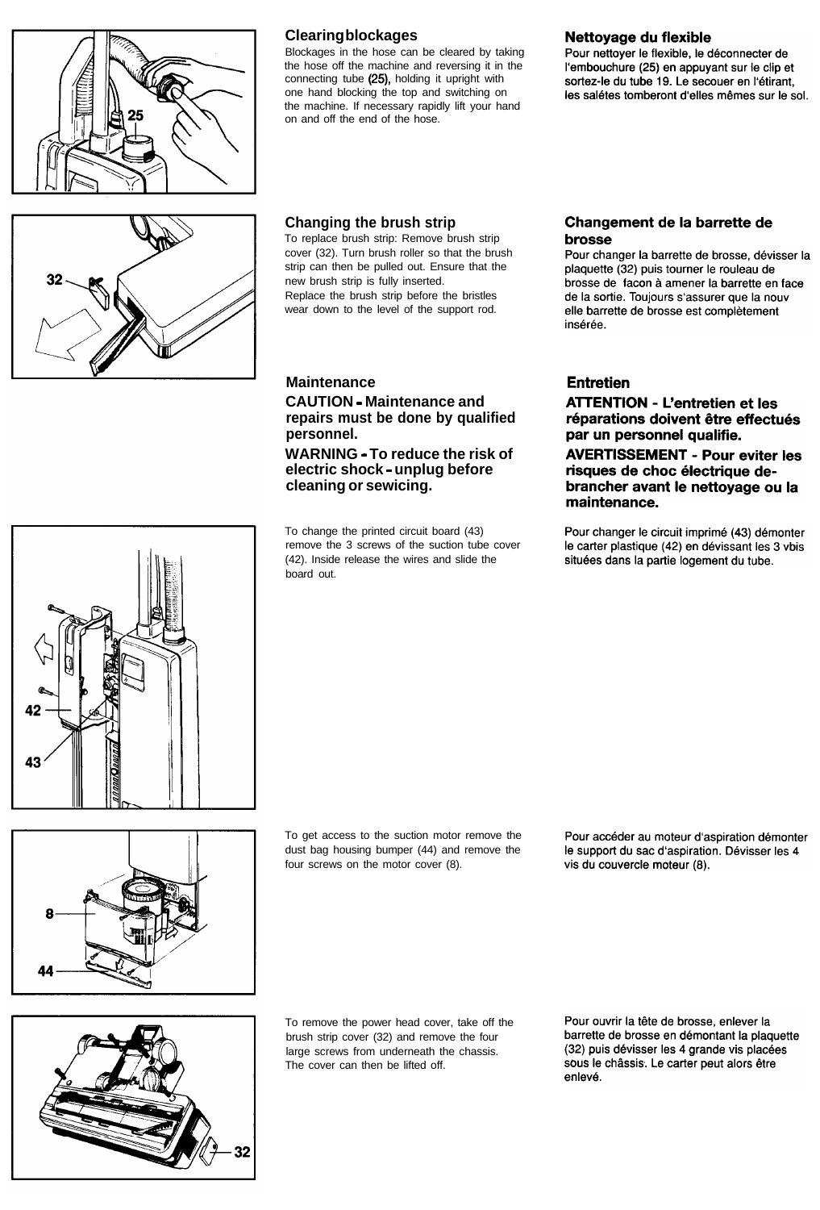## Clearing blockages

Blockages in the hose can be cleared by taking the hose off the machine and reversing it in the connecting tube (25), holding it upright with one hand blocking the top and switching on the machine. If necessary rapidly lift your hand on and off the end of the hose.

## Nettoyage du flexible

Pour nettoyer le flexible, le déconnecter de l'embouchure (25) en appuyant sur le clip et sortez-le du tube 19. Le secouer en l'étirant, les salétes tomberont d'elles mêmes sur le sol.

## Changing the brush strip

To replace brush strip: Remove brush strip cover (32). Turn brush roller so that the brush strip can then be pulled out. Ensure that the new brush strip is fully inserted.
Replace the brush strip before the bristles wear down to the level of the support rod.

## Changement de la barrette de brosse

Pour changer la barrette de brosse, dévisser la plaquette (32) puis tourner le rouleau de brosse de facon à amener la barrette en face de la sortie. Toujours s'assurer que la nouv elle barrette de brosse est complètement insérée.

## Maintenance

**CAUTION - Maintenance and repairs must be done by qualified personnel.**

**WARNING - To reduce the risk of electric shock - unplug before cleaning or sewicing.**

## Entretien

**ATTENTION - L'entretien et les réparations doivent être effectués par un personnel qualifie.**

**AVERTISSEMENT - Pour eviter les risques de choc électrique de-brancher avant le nettoyage ou la maintenance.**

To change the printed circuit board (43) remove the 3 screws of the suction tube cover (42). Inside release the wires and slide the board out.

Pour changer le circuit imprimé (43) démonter le carter plastique (42) en dévissant les 3 vbis situées dans la partie logement du tube.

To get access to the suction motor remove the dust bag housing bumper (44) and remove the four screws on the motor cover (8).

Pour accéder au moteur d'aspiration démonter le support du sac d'aspiration. Dévisser les 4 vis du couvercle moteur (8).

To remove the power head cover, take off the brush strip cover (32) and remove the four large screws from underneath the chassis. The cover can then be lifted off.

Pour ouvrir la tête de brosse, enlever la barrette de brosse en démontant la plaquette (32) puis dévisser les 4 grande vis placées sous le châssis. Le carter peut alors être enlevé.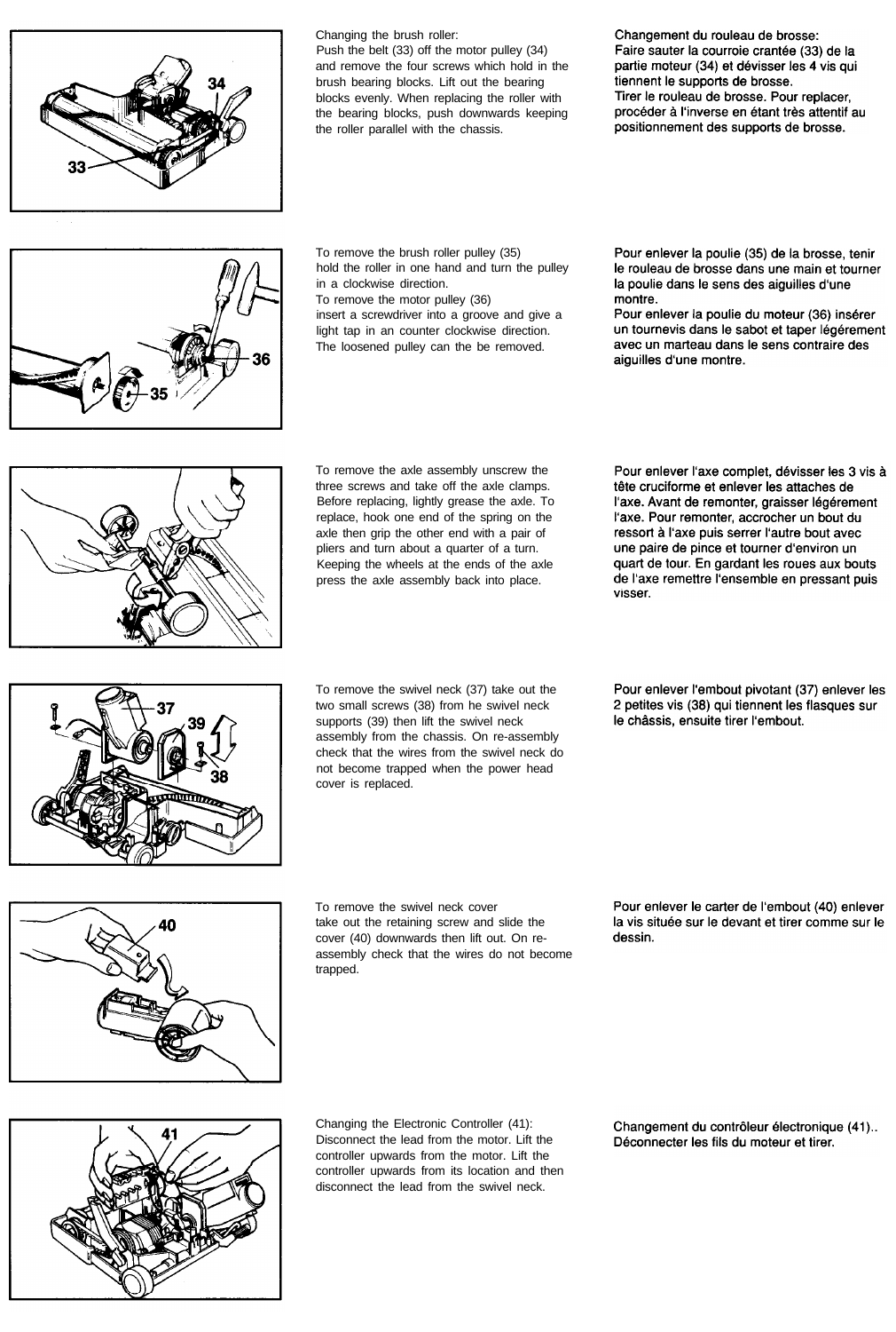Changing the brush roller:
Push the belt (33) off the motor pulley (34) and remove the four screws which hold in the brush bearing blocks. Lift out the bearing blocks evenly. When replacing the roller with the bearing blocks, push downwards keeping the roller parallel with the chassis.

**Changement du rouleau de brosse:**
**Faire sauter la courroie crantée (33) de la partie moteur (34) et dévisser les 4 vis qui tiennent le supports de brosse.**
**Tirer le rouleau de brosse. Pour replacer, procéder à l'inverse en étant très attentif au positionnement des supports de brosse.**

To remove the brush roller pulley (35) hold the roller in one hand and turn the pulley in a clockwise direction.
To remove the motor pulley (36) insert a screwdriver into a groove and give a light tap in an counter clockwise direction. The loosened pulley can the be removed.

**Pour enlever la poulie (35) de la brosse, tenir le rouleau de brosse dans une main et tourner la poulie dans le sens des aiguilles d'une montre.**
**Pour enlever la poulie du moteur (36) insérer un tournevis dans le sabot et taper légérement avec un marteau dans le sens contraire des aiguilles d'une montre.**

To remove the axle assembly unscrew the three screws and take off the axle clamps. Before replacing, lightly grease the axle. To replace, hook one end of the spring on the axle then grip the other end with a pair of pliers and turn about a quarter of a turn. Keeping the wheels at the ends of the axle press the axle assembly back into place.

**Pour enlever l'axe complet, dévisser les 3 vis à tête cruciforme et enlever les attaches de l'axe. Avant de remonter, graisser légérement l'axe. Pour remonter, accrocher un bout du ressort à l'axe puis serrer l'autre bout avec une paire de pince et tourner d'environ un quart de tour. En gardant les roues aux bouts de l'axe remettre l'ensemble en pressant puis visser.**

To remove the swivel neck (37) take out the two small screws (38) from he swivel neck supports (39) then lift the swivel neck assembly from the chassis. On re-assembly check that the wires from the swivel neck do not become trapped when the power head cover is replaced.

**Pour enlever l'embout pivotant (37) enlever les 2 petites vis (38) qui tiennent les flasques sur le châssis, ensuite tirer l'embout.**

To remove the swivel neck cover take out the retaining screw and slide the cover (40) downwards then lift out. On re-assembly check that the wires do not become trapped.

**Pour enlever le carter de l'embout (40) enlever la vis située sur le devant et tirer comme sur le dessin.**

Changing the Electronic Controller (41):
Disconnect the lead from the motor. Lift the controller upwards from the motor. Lift the controller upwards from its location and then disconnect the lead from the swivel neck.

**Changement du contrôleur électronique (41)..**
**Déconnecter les fils du moteur et tirer.**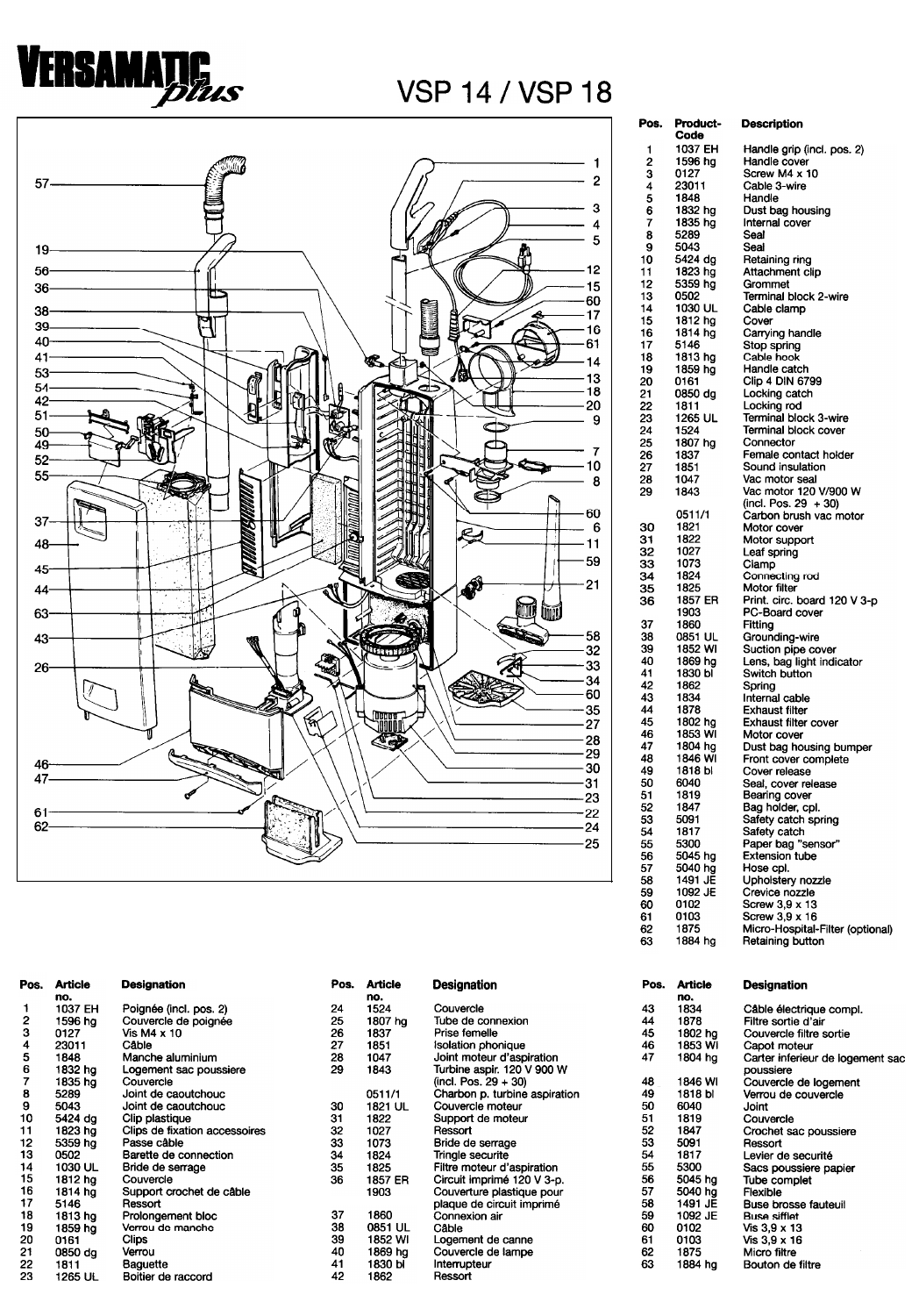# VERSAMATIC plus

# VSP 14 / VSP 18

| Pos. | Product-Code | Description |
|---|---|---|
| 1 | 1037 EH | Handle grip (incl. pos. 2) |
| 2 | 1596 hg | Handle cover |
| 3 | 0127 | Screw M4 x 10 |
| 4 | 23011 | Cable 3-wire |
| 5 | 1848 | Handle |
| 6 | 1832 hg | Dust bag housing |
| 7 | 1835 hg | Internal cover |
| 8 | 5289 | Seal |
| 9 | 5043 | Seal |
| 10 | 5424 dg | Retaining ring |
| 11 | 1823 hg | Attachment clip |
| 12 | 5359 hg | Grommet |
| 13 | 0502 | Terminal block 2-wire |
| 14 | 1030 UL | Cable clamp |
| 15 | 1812 hg | Cover |
| 16 | 1814 hg | Carrying handle |
| 17 | 5146 | Stop spring |
| 18 | 1813 hg | Cable hook |
| 19 | 1859 hg | Handle catch |
| 20 | 0161 | Clip 4 DIN 6799 |
| 21 | 0850 dg | Locking catch |
| 22 | 1811 | Locking rod |
| 23 | 1265 UL | Terminal block 3-wire |
| 24 | 1524 | Terminal block cover |
| 25 | 1807 hg | Connector |
| 26 | 1837 | Female contact holder |
| 27 | 1851 | Sound insulation |
| 28 | 1047 | Vac motor seal |
| 29 | 1843 | Vac motor 120 V/900 W (incl. Pos. 29 + 30) |
| | 0511/1 | Carbon brush vac motor |
| 30 | 1821 | Motor cover |
| 31 | 1822 | Motor support |
| 32 | 1027 | Leaf spring |
| 33 | 1073 | Clamp |
| 34 | 1824 | Connecting rod |
| 35 | 1825 | Motor filter |
| 36 | 1857 ER | Print. circ. board 120 V 3-p |
| | 1903 | PC-Board cover |
| 37 | 1860 | Fitting |
| 38 | 0851 UL | Grounding-wire |
| 39 | 1852 WI | Suction pipe cover |
| 40 | 1869 hg | Lens, bag light indicator |
| 41 | 1830 bl | Switch button |
| 42 | 1862 | Spring |
| 43 | 1834 | Internal cable |
| 44 | 1878 | Exhaust filter |
| 45 | 1802 hg | Exhaust filter cover |
| 46 | 1853 WI | Motor cover |
| 47 | 1804 hg | Dust bag housing bumper |
| 48 | 1846 WI | Front cover complete |
| 49 | 1818 bl | Cover release |
| 50 | 6040 | Seal, cover release |
| 51 | 1819 | Bearing cover |
| 52 | 1847 | Bag holder, cpl. |
| 53 | 5091 | Safety catch spring |
| 54 | 1817 | Safety catch |
| 55 | 5300 | Paper bag "sensor" |
| 56 | 5045 hg | Extension tube |
| 57 | 5040 hg | Hose cpl. |
| 58 | 1491 JE | Upholstery nozzle |
| 59 | 1092 JE | Crevice nozzle |
| 60 | 0102 | Screw 3,9 x 13 |
| 61 | 0103 | Screw 3,9 x 16 |
| 62 | 1875 | Micro-Hospital-Filter (optional) |
| 63 | 1884 hg | Retaining button |

| Pos. | Article no. | Designation |
|---|---|---|
| 1 | 1037 EH | Poignée (incl. pos. 2) |
| 2 | 1596 hg | Couvercle de poignée |
| 3 | 0127 | Vis M4 x 10 |
| 4 | 23011 | Câble |
| 5 | 1848 | Manche aluminium |
| 6 | 1832 hg | Logement sac poussiere |
| 7 | 1835 hg | Couvercle |
| 8 | 5289 | Joint de caoutchouc |
| 9 | 5043 | Joint de caoutchouc |
| 10 | 5424 dg | Clip plastique |
| 11 | 1823 hg | Clips de fixation accessoires |
| 12 | 5359 hg | Passe câble |
| 13 | 0502 | Barette de connection |
| 14 | 1030 UL | Bride de serrage |
| 15 | 1812 hg | Couvercle |
| 16 | 1814 hg | Support crochet de câble |
| 17 | 5146 | Ressort |
| 18 | 1813 hg | Prolongement bloc |
| 19 | 1859 hg | Verrou de manche |
| 20 | 0161 | Clips |
| 21 | 0850 dg | Verrou |
| 22 | 1811 | Baguette |
| 23 | 1265 UL | Boitier de raccord |
| 24 | 1524 | Couvercle |
| 25 | 1807 hg | Tube de connexion |
| 26 | 1837 | Prise femelle |
| 27 | 1851 | Isolation phonique |
| 28 | 1047 | Joint moteur d'aspiration |
| 29 | 1843 | Turbine aspir. 120 V 900 W (incl. Pos. 29 + 30) |
| | 0511/1 | Charbon p. turbine aspiration |
| 30 | 1821 UL | Couvercle moteur |
| 31 | 1822 | Support de moteur |
| 32 | 1027 | Ressort |
| 33 | 1073 | Bride de serrage |
| 34 | 1824 | Tringle securite |
| 35 | 1825 | Filtre moteur d'aspiration |
| 36 | 1857 ER | Circuit imprimé 120 V 3-p. |
| | 1903 | Couverture plastique pour plaque de circuit imprimé |
| 37 | 1860 | Connexion air |
| 38 | 0851 UL | Câble |
| 39 | 1852 WI | Logement de canne |
| 40 | 1869 hg | Couvercle de lampe |
| 41 | 1830 bl | Interrupteur |
| 42 | 1862 | Ressort |
| 43 | 1834 | Câble électrique compl. |
| 44 | 1878 | Filtre sortie d'air |
| 45 | 1802 hg | Couvercle filtre sortie |
| 46 | 1853 WI | Capot moteur |
| 47 | 1804 hg | Carter inferieur de logement sac poussiere |
| 48 | 1846 WI | Couvercle de logement |
| 49 | 1818 bl | Verrou de couvercle |
| 50 | 6040 | Joint |
| 51 | 1819 | Couvercle |
| 52 | 1847 | Crochet sac poussiere |
| 53 | 5091 | Ressort |
| 54 | 1817 | Levier de securité |
| 55 | 5300 | Sacs poussiere papier |
| 56 | 5045 hg | Tube complet |
| 57 | 5040 hg | Flexible |
| 58 | 1491 JE | Buse brosse fauteuil |
| 59 | 1092 JE | Buse sifflet |
| 60 | 0102 | Vis 3,9 x 13 |
| 61 | 0103 | Vis 3,9 x 16 |
| 62 | 1875 | Micro filtre |
| 63 | 1884 hg | Bouton de filtre |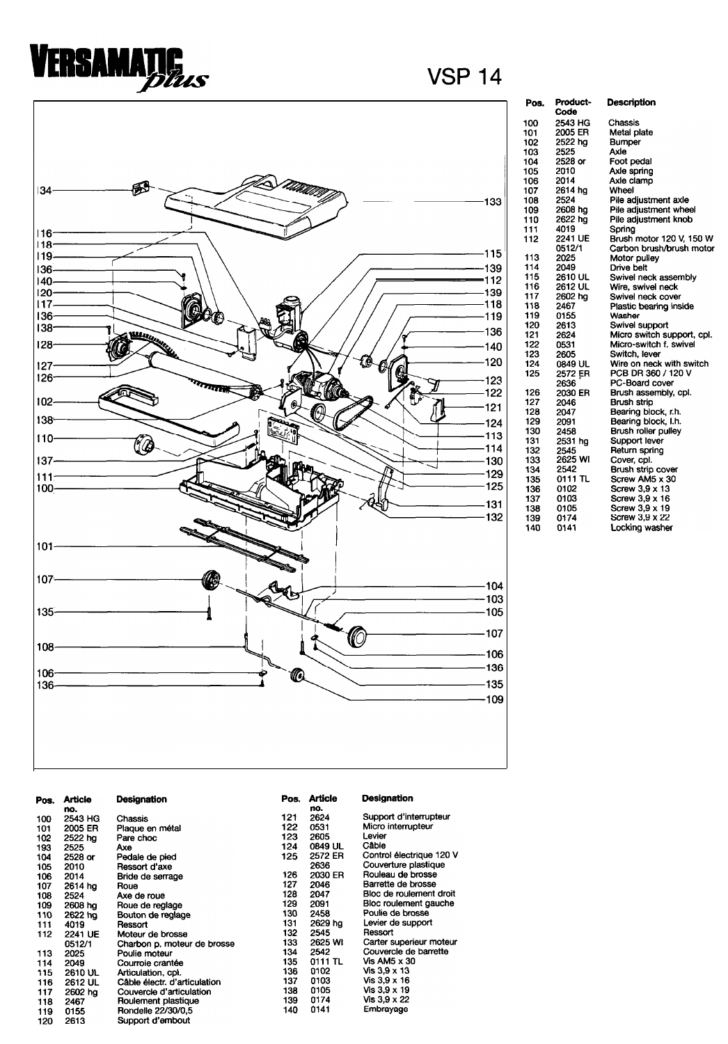# VERSAMATIC *plus*

## VSP 14

| Pos. | Product-Code | Description |
|---|---|---|
| 100 | 2543 HG | Chassis |
| 101 | 2005 ER | Metal plate |
| 102 | 2522 hg | Bumper |
| 103 | 2525 | Axle |
| 104 | 2528 or | Foot pedal |
| 105 | 2010 | Axle spring |
| 106 | 2014 | Axle clamp |
| 107 | 2614 hg | Wheel |
| 108 | 2524 | Pile adjustment axle |
| 109 | 2608 hg | Pile adjustment wheel |
| 110 | 2622 hg | Pile adjustment knob |
| 111 | 4019 | Spring |
| 112 | 2241 UE | Brush motor 120 V, 150 W |
| | 0512/1 | Carbon brush/brush motor |
| 113 | 2025 | Motor pulley |
| 114 | 2049 | Drive belt |
| 115 | 2610 UL | Swivel neck assembly |
| 116 | 2612 UL | Wire, swivel neck |
| 117 | 2602 hg | Swivel neck cover |
| 118 | 2467 | Plastic bearing inside |
| 119 | 0155 | Washer |
| 120 | 2613 | Swivel support |
| 121 | 2624 | Micro switch support, cpl. |
| 122 | 0531 | Micro-switch f. swivel |
| 123 | 2605 | Switch, lever |
| 124 | 0849 UL | Wire on neck with switch |
| 125 | 2572 ER | PCB DR 360 / 120 V |
| | 2636 | PC-Board cover |
| 126 | 2030 ER | Brush assembly, cpl. |
| 127 | 2046 | Brush strip |
| 128 | 2047 | Bearing block, r.h. |
| 129 | 2091 | Bearing block, l.h. |
| 130 | 2458 | Brush roller pulley |
| 131 | 2531 hg | Support lever |
| 132 | 2545 | Return spring |
| 133 | 2625 WI | Cover, cpl. |
| 134 | 2542 | Brush strip cover |
| 135 | 0111 TL | Screw AM5 x 30 |
| 136 | 0102 | Screw 3,9 x 13 |
| 137 | 0103 | Screw 3,9 x 16 |
| 138 | 0105 | Screw 3,9 x 19 |
| 139 | 0174 | Screw 3,9 x 22 |
| 140 | 0141 | Locking washer |

| Pos. | Article no. | Designation |
|---|---|---|
| 100 | 2543 HG | Chassis |
| 101 | 2005 ER | Plaque en métal |
| 102 | 2522 hg | Pare choc |
| 193 | 2525 | Axe |
| 104 | 2528 or | Pedale de pied |
| 105 | 2010 | Ressort d'axe |
| 106 | 2014 | Bride de serrage |
| 107 | 2614 hg | Roue |
| 108 | 2524 | Axe de roue |
| 109 | 2608 hg | Roue de reglage |
| 110 | 2622 hg | Bouton de reglage |
| 111 | 4019 | Ressort |
| 112 | 2241 UE | Moteur de brosse |
| | 0512/1 | Charbon p. moteur de brosse |
| 113 | 2025 | Poulie moteur |
| 114 | 2049 | Courroie crantée |
| 115 | 2610 UL | Articulation, cpl. |
| 116 | 2612 UL | Câble électr. d'articulation |
| 117 | 2602 hg | Couvercle d'articulation |
| 118 | 2467 | Roulement plastique |
| 119 | 0155 | Rondelle 22/30/0,5 |
| 120 | 2613 | Support d'embout |
| 121 | 2624 | Support d'interrupteur |
| 122 | 0531 | Micro interrupteur |
| 123 | 2605 | Levier |
| 124 | 0849 UL | Câble |
| 125 | 2572 ER | Control électrique 120 V |
| | 2636 | Couverture plastique |
| 126 | 2030 ER | Rouleau de brosse |
| 127 | 2046 | Barrette de brosse |
| 128 | 2047 | Bloc de roulement droit |
| 129 | 2091 | Bloc roulement gauche |
| 130 | 2458 | Poulie de brosse |
| 131 | 2629 hg | Levier de support |
| 132 | 2545 | Ressort |
| 133 | 2625 WI | Carter superieur moteur |
| 134 | 2542 | Couvercle de barrette |
| 135 | 0111 TL | Vis AM5 x 30 |
| 136 | 0102 | Vis 3,9 x 13 |
| 137 | 0103 | Vis 3,9 x 16 |
| 138 | 0105 | Vis 3,9 x 19 |
| 139 | 0174 | Vis 3,9 x 22 |
| 140 | 0141 | Embrayage |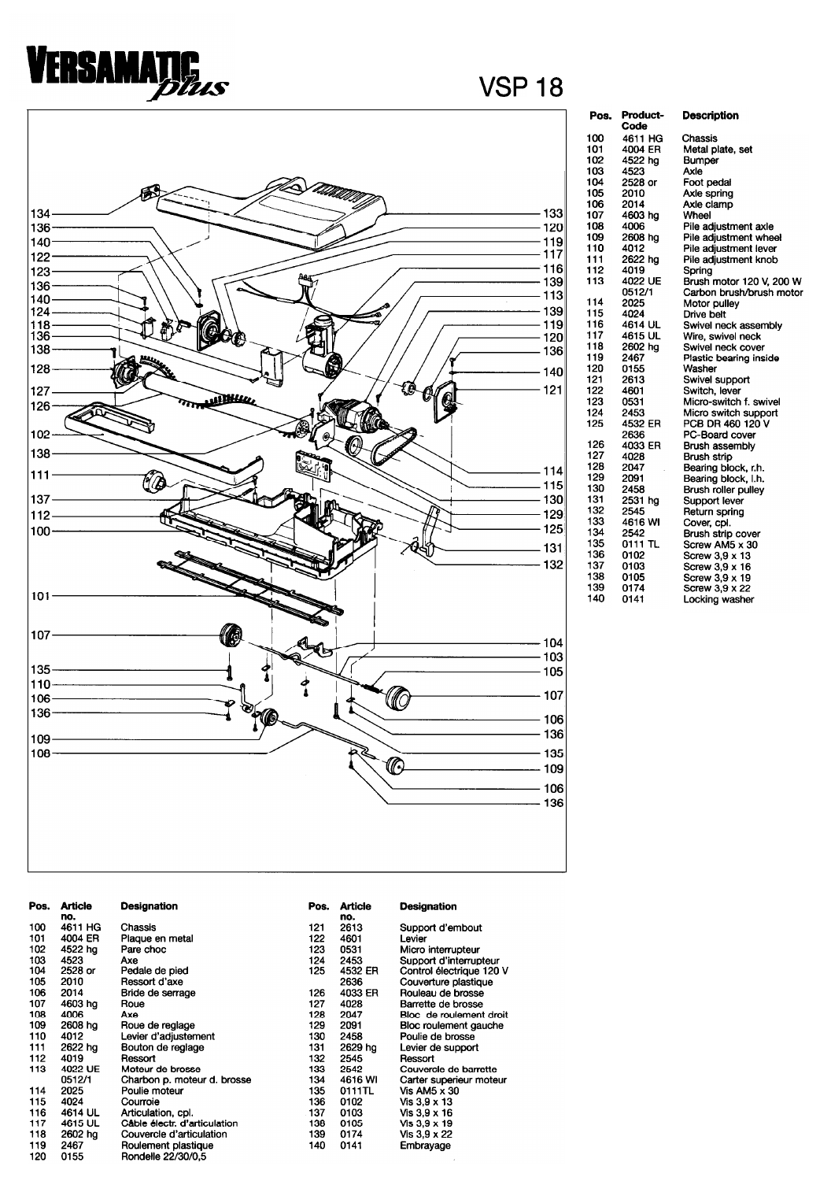# VERSAMATIC *plus*

## VSP 18

| Pos. | Product-Code | Description |
|---|---|---|
| 100 | 4611 HG | Chassis |
| 101 | 4004 ER | Metal plate, set |
| 102 | 4522 hg | Bumper |
| 103 | 4523 | Axle |
| 104 | 2528 or | Foot pedal |
| 105 | 2010 | Axle spring |
| 106 | 2014 | Axle clamp |
| 107 | 4603 hg | Wheel |
| 108 | 4006 | Pile adjustment axle |
| 109 | 2608 hg | Pile adjustment wheel |
| 110 | 4012 | Pile adjustment lever |
| 111 | 2622 hg | Pile adjustment knob |
| 112 | 4019 | Spring |
| 113 | 4022 UE | Brush motor 120 V, 200 W |
| | 0512/1 | Carbon brush/brush motor |
| 114 | 2025 | Motor pulley |
| 115 | 4024 | Drive belt |
| 116 | 4614 UL | Swivel neck assembly |
| 117 | 4615 UL | Wire, swivel neck |
| 118 | 2602 hg | Swivel neck cover |
| 119 | 2467 | Plastic bearing inside |
| 120 | 0155 | Washer |
| 121 | 2613 | Swivel support |
| 122 | 4601 | Switch, lever |
| 123 | 0531 | Micro-switch f. swivel |
| 124 | 2453 | Micro switch support |
| 125 | 4532 ER | PCB DR 460 120 V |
| | 2636 | PC-Board cover |
| 126 | 4033 ER | Brush assembly |
| 127 | 4028 | Brush strip |
| 128 | 2047 | Bearing block, r.h. |
| 129 | 2091 | Bearing block, l.h. |
| 130 | 2458 | Brush roller pulley |
| 131 | 2531 hg | Support lever |
| 132 | 2545 | Return spring |
| 133 | 4616 WI | Cover, cpl. |
| 134 | 2542 | Brush strip cover |
| 135 | 0111 TL | Screw AM5 x 30 |
| 136 | 0102 | Screw 3,9 x 13 |
| 137 | 0103 | Screw 3,9 x 16 |
| 138 | 0105 | Screw 3,9 x 19 |
| 139 | 0174 | Screw 3,9 x 22 |
| 140 | 0141 | Locking washer |

| Pos. | Article no. | Designation |
|---|---|---|
| 100 | 4611 HG | Chassis |
| 101 | 4004 ER | Plaque en metal |
| 102 | 4522 hg | Pare choc |
| 103 | 4523 | Axe |
| 104 | 2528 or | Pedale de pied |
| 105 | 2010 | Ressort d'axe |
| 106 | 2014 | Bride de serrage |
| 107 | 4603 hg | Roue |
| 108 | 4006 | Axe |
| 109 | 2608 hg | Roue de reglage |
| 110 | 4012 | Levier d'adjustement |
| 111 | 2622 hg | Bouton de reglage |
| 112 | 4019 | Ressort |
| 113 | 4022 UE | Moteur de brosse |
| | 0512/1 | Charbon p. moteur d. brosse |
| 114 | 2025 | Poulie moteur |
| 115 | 4024 | Courroie |
| 116 | 4614 UL | Articulation, cpl. |
| 117 | 4615 UL | Câble électr. d'articulation |
| 118 | 2602 hg | Couvercle d'articulation |
| 119 | 2467 | Roulement plastique |
| 120 | 0155 | Rondelle 22/30/0,5 |
| 121 | 2613 | Support d'embout |
| 122 | 4601 | Levier |
| 123 | 0531 | Micro interrupteur |
| 124 | 2453 | Support d'interrupteur |
| 125 | 4532 ER | Control électrique 120 V |
| | 2636 | Couverture plastique |
| 126 | 4033 ER | Rouleau de brosse |
| 127 | 4028 | Barrette de brosse |
| 128 | 2047 | Bloc de roulement droit |
| 129 | 2091 | Bloc roulement gauche |
| 130 | 2458 | Poulie de brosse |
| 131 | 2629 hg | Levier de support |
| 132 | 2545 | Ressort |
| 133 | 2542 | Couvercle de barrette |
| 134 | 4616 WI | Carter superieur moteur |
| 135 | 0111TL | Vis AM5 x 30 |
| 136 | 0102 | Vis 3,9 x 13 |
| 137 | 0103 | Vis 3,9 x 16 |
| 138 | 0105 | Vis 3,9 x 19 |
| 139 | 0174 | Vis 3,9 x 22 |
| 140 | 0141 | Embrayage |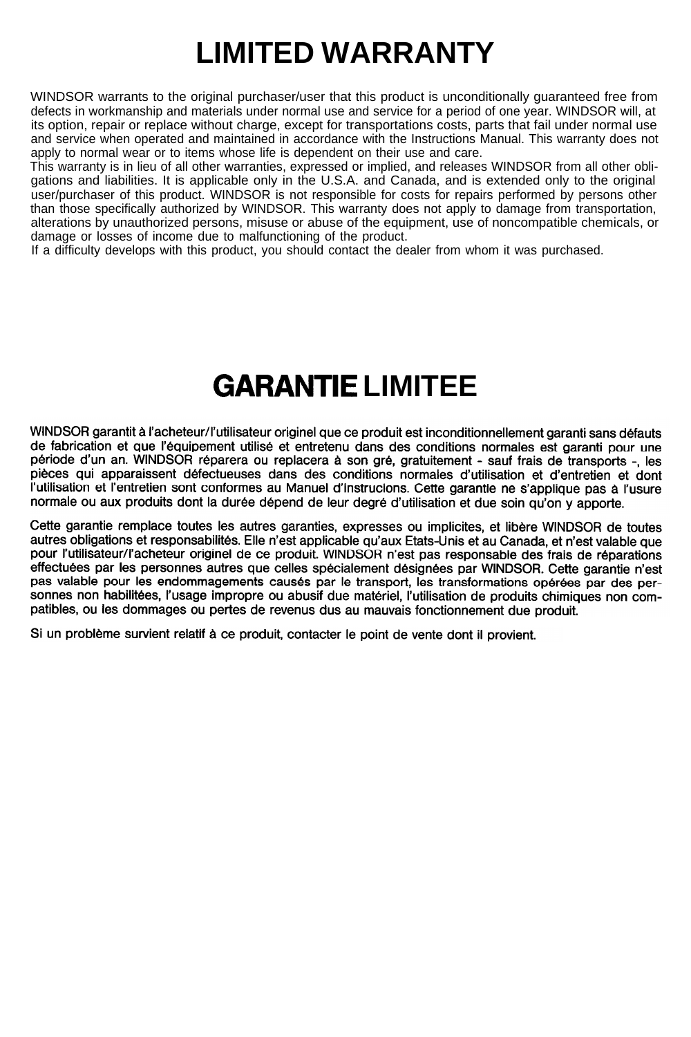# LIMITED WARRANTY

WINDSOR warrants to the original purchaser/user that this product is unconditionally guaranteed free from defects in workmanship and materials under normal use and service for a period of one year. WINDSOR will, at its option, repair or replace without charge, except for transportations costs, parts that fail under normal use and service when operated and maintained in accordance with the Instructions Manual. This warranty does not apply to normal wear or to items whose life is dependent on their use and care.

This warranty is in lieu of all other warranties, expressed or implied, and releases WINDSOR from all other obligations and liabilities. It is applicable only in the U.S.A. and Canada, and is extended only to the original user/purchaser of this product. WINDSOR is not responsible for costs for repairs performed by persons other than those specifically authorized by WINDSOR. This warranty does not apply to damage from transportation, alterations by unauthorized persons, misuse or abuse of the equipment, use of noncompatible chemicals, or damage or losses of income due to malfunctioning of the product.

If a difficulty develops with this product, you should contact the dealer from whom it was purchased.

# GARANTIE LIMITEE

WINDSOR garantit à l'acheteur/l'utilisateur originel que ce produit est inconditionnellement garanti sans défauts de fabrication et que l'équipement utilisé et entretenu dans des conditions normales est garanti pour une période d'un an. WINDSOR réparera ou replacera à son gré, gratuitement - sauf frais de transports -, les pièces qui apparaissent défectueuses dans des conditions normales d'utilisation et d'entretien et dont l'utilisation et l'entretien sont conformes au Manuel d'instrucions. Cette garantie ne s'applique pas à l'usure normale ou aux produits dont la durée dépend de leur degré d'utilisation et due soin qu'on y apporte.

Cette garantie remplace toutes les autres garanties, expresses ou implicites, et libère WINDSOR de toutes autres obligations et responsabilités. Elle n'est applicable qu'aux Etats-Unis et au Canada, et n'est valable que pour l'utilisateur/l'acheteur originel de ce produit. WINDSOR n'est pas responsable des frais de réparations effectuées par les personnes autres que celles spécialement désignées par WINDSOR. Cette garantie n'est pas valable pour les endommagements causés par le transport, les transformations opérées par des personnes non habilitées, l'usage impropre ou abusif due matériel, l'utilisation de produits chimiques non compatibles, ou les dommages ou pertes de revenus dus au mauvais fonctionnement due produit.

Si un problème survient relatif à ce produit, contacter le point de vente dont il provient.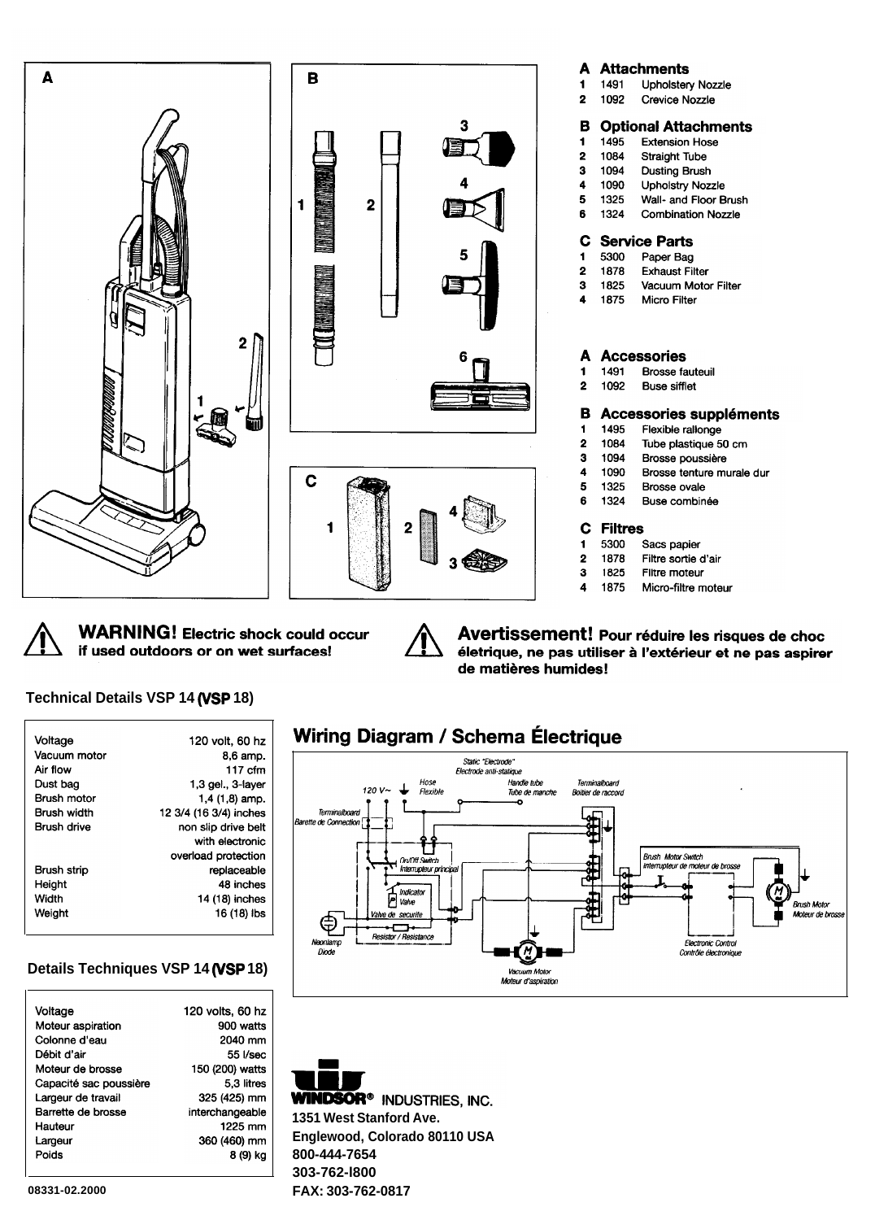## A Attachments

1. 1491 Upholstery Nozzle
2. 1092 Crevice Nozzle

## B Optional Attachments

1. 1495 Extension Hose
2. 1084 Straight Tube
3. 1094 Dusting Brush
4. 1090 Upholstry Nozzle
5. 1325 Wall- and Floor Brush
6. 1324 Combination Nozzle

## C Service Parts

1. 5300 Paper Bag
2. 1878 Exhaust Filter
3. 1825 Vacuum Motor Filter
4. 1875 Micro Filter

## A Accessories

1. 1491 Brosse fauteuil
2. 1092 Buse sifflet

## B Accessories suppléments

1. 1495 Flexible rallonge
2. 1084 Tube plastique 50 cm
3. 1094 Brosse poussière
4. 1090 Brosse tenture murale dur
5. 1325 Brosse ovale
6. 1324 Buse combinée

## C Filtres

1. 5300 Sacs papier
2. 1878 Filtre sortie d'air
3. 1825 Filtre moteur
4. 1875 Micro-filtre moteur

**WARNING! Electric shock could occur if used outdoors or on wet surfaces!**

**Avertissement! Pour réduire les risques de choc életrique, ne pas utiliser à l'extérieur et ne pas aspirer de matières humides!**

### Technical Details VSP 14 (VSP 18)

| | |
|---|---|
| Voltage | 120 volt, 60 hz |
| Vacuum motor | 8,6 amp. |
| Air flow | 117 cfm |
| Dust bag | 1,3 gel., 3-layer |
| Brush motor | 1,4 (1,8) amp. |
| Brush width | 12 3/4 (16 3/4) inches |
| Brush drive | non slip drive belt with electronic overload protection |
| Brush strip | replaceable |
| Height | 48 inches |
| Width | 14 (18) inches |
| Weight | 16 (18) lbs |

### Details Techniques VSP 14 (VSP 18)

| | |
|---|---|
| Voltage | 120 volts, 60 hz |
| Moteur aspiration | 900 watts |
| Colonne d'eau | 2040 mm |
| Débit d'air | 55 l/sec |
| Moteur de brosse | 150 (200) watts |
| Capacité sac poussière | 5,3 litres |
| Largeur de travail | 325 (425) mm |
| Barrette de brosse | interchangeable |
| Hauteur | 1225 mm |
| Largeur | 360 (460) mm |
| Poids | 8 (9) kg |

## Wiring Diagram / Schema Électrique

Static "Electrode" Electrode anti-statique
120 V~
Hose Flexible
Handle tube Tube de manche
Terminalboard Boîtier de raccord
Terminalboard Barette de Connection
On/Off Switch Interrupteur principal
Indicator Valve
Valve de securite
Resistor / Resistance
Neonlamp Diode
Brush Motor Switch Interrupteur de moteur de brosse
Brush Motor Moteur de brosse
Electronic Control Contrôle électronique
Vacuum Motor Moteur d'aspiration

**WINDSOR® INDUSTRIES, INC.**
**1351 West Stanford Ave.**
**Englewood, Colorado 80110 USA**
**800-444-7654**
**303-762-I800**
**FAX: 303-762-0817**

08331-02.2000